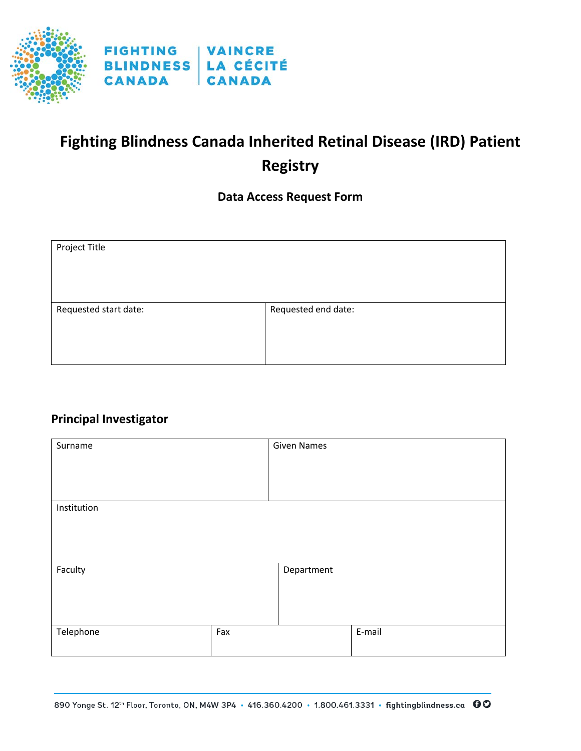FIGHTING BLINDNESS CANADA | VAINCRE LA CÉCITÉ CANADA

# Fighting Blindness Canada Inherited Retinal Disease (IRD) Patient Registry

## Data Access Request Form

| Project Title | |
|---|---|
| Requested start date: | Requested end date: |

## Principal Investigator

| Surname | Given Names | |
|---|---|---|
| Institution | | |
| Faculty | Department | |
| Telephone | Fax | E-mail |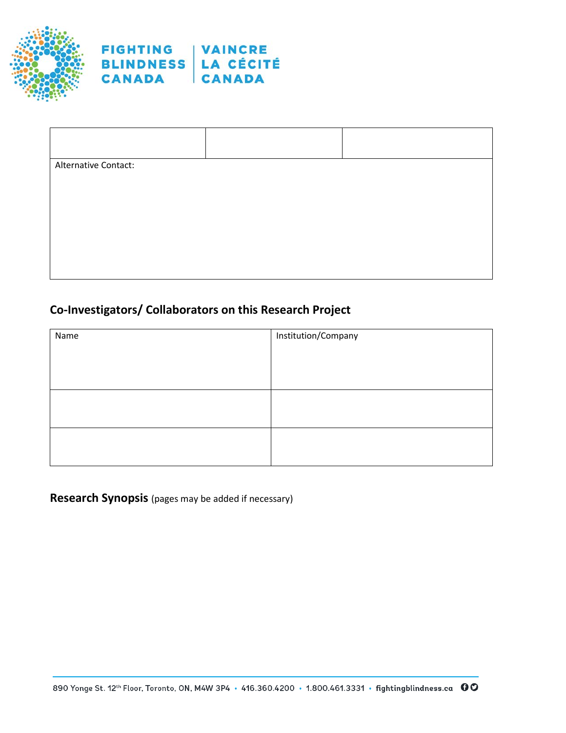| | | |
|---|---|---|
| | | |
| Alternative Contact: | | |

## Co-Investigators/ Collaborators on this Research Project

| Name | Institution/Company |
|---|---|
| | |
| | |

**Research Synopsis** (pages may be added if necessary)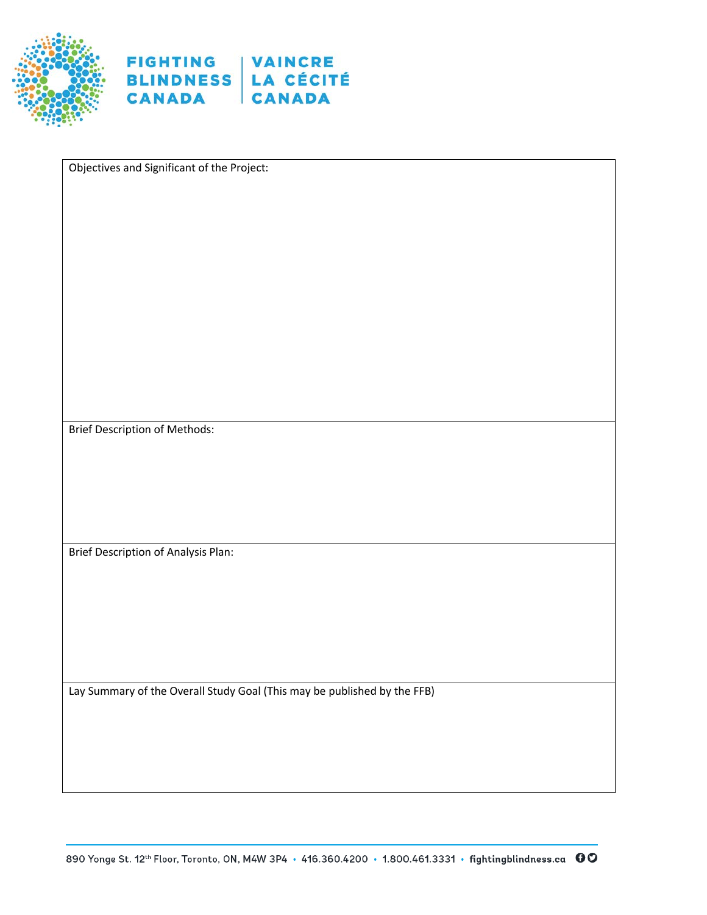| Objectives and Significant of the Project: |
| --- |
| |
| Brief Description of Methods: |
| |
| Brief Description of Analysis Plan: |
| |
| Lay Summary of the Overall Study Goal (This may be published by the FFB) |
| |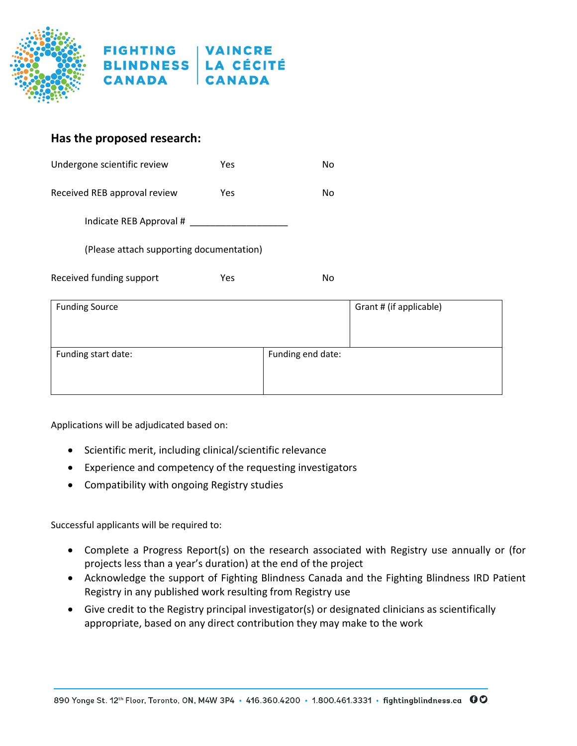## Has the proposed research:

Undergone scientific review Yes No

Received REB approval review Yes No

Indicate REB Approval # ___________________

(Please attach supporting documentation)

Received funding support Yes No

| Funding Source | | Grant # (if applicable) |
|---|---|---|
| Funding start date: | Funding end date: | |

Applications will be adjudicated based on:

- Scientific merit, including clinical/scientific relevance
- Experience and competency of the requesting investigators
- Compatibility with ongoing Registry studies

Successful applicants will be required to:

- Complete a Progress Report(s) on the research associated with Registry use annually or (for projects less than a year's duration) at the end of the project
- Acknowledge the support of Fighting Blindness Canada and the Fighting Blindness IRD Patient Registry in any published work resulting from Registry use
- Give credit to the Registry principal investigator(s) or designated clinicians as scientifically appropriate, based on any direct contribution they may make to the work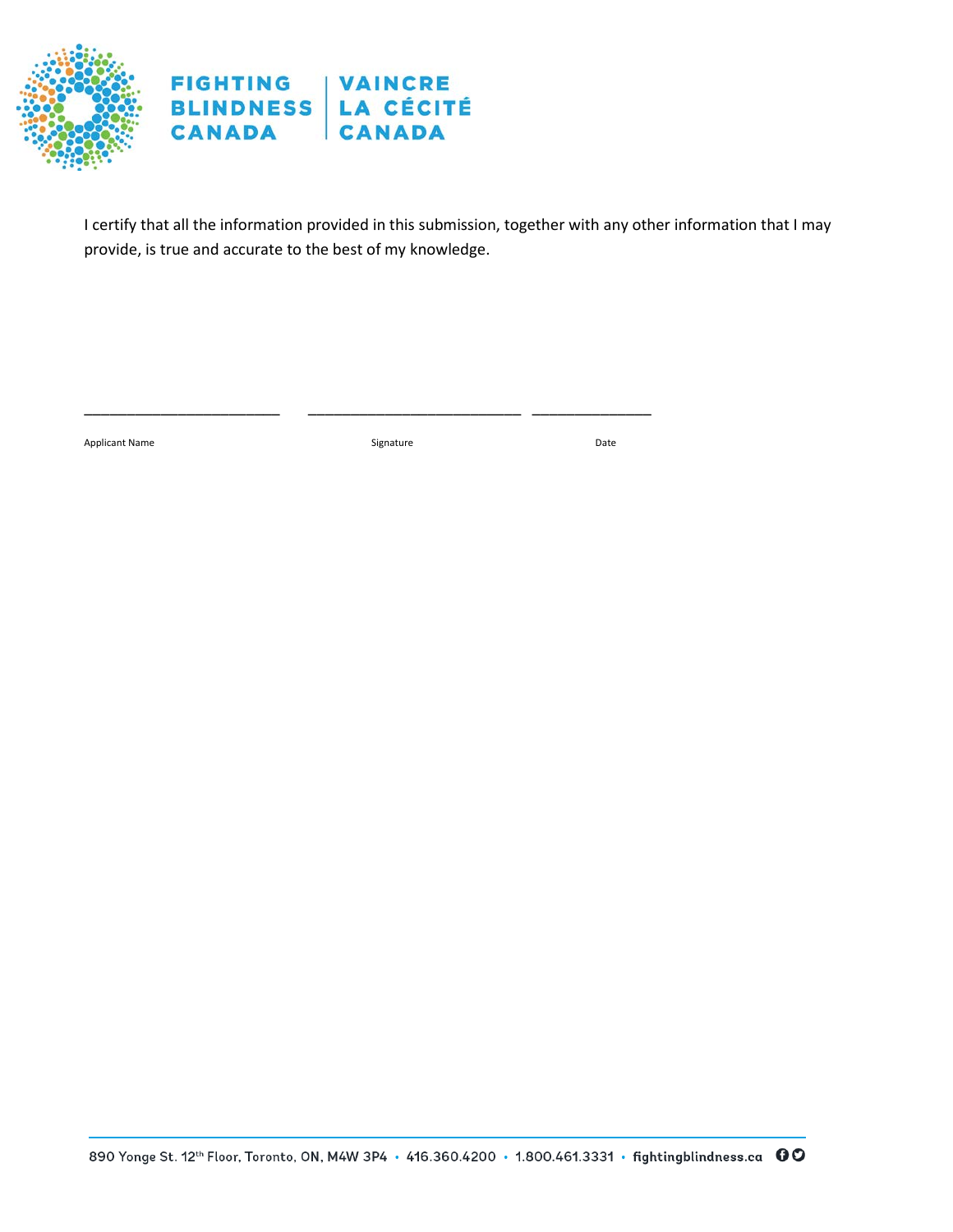FIGHTING BLINDNESS CANADA | VAINCRE LA CÉCITÉ CANADA

I certify that all the information provided in this submission, together with any other information that I may provide, is true and accurate to the best of my knowledge.

\_\_\_\_\_\_\_\_\_\_\_\_\_\_\_\_\_\_\_\_\_\_\_\_\_\_\_\_ \_\_\_\_\_\_\_\_\_\_\_\_\_\_\_\_\_\_\_\_\_\_\_\_\_\_\_\_\_\_ \_\_\_\_\_\_\_\_\_\_\_\_\_\_\_\_\_

Applicant Name Signature Date

890 Yonge St. 12th Floor, Toronto, ON, M4W 3P4 • 416.360.4200 • 1.800.461.3331 • fightingblindness.ca